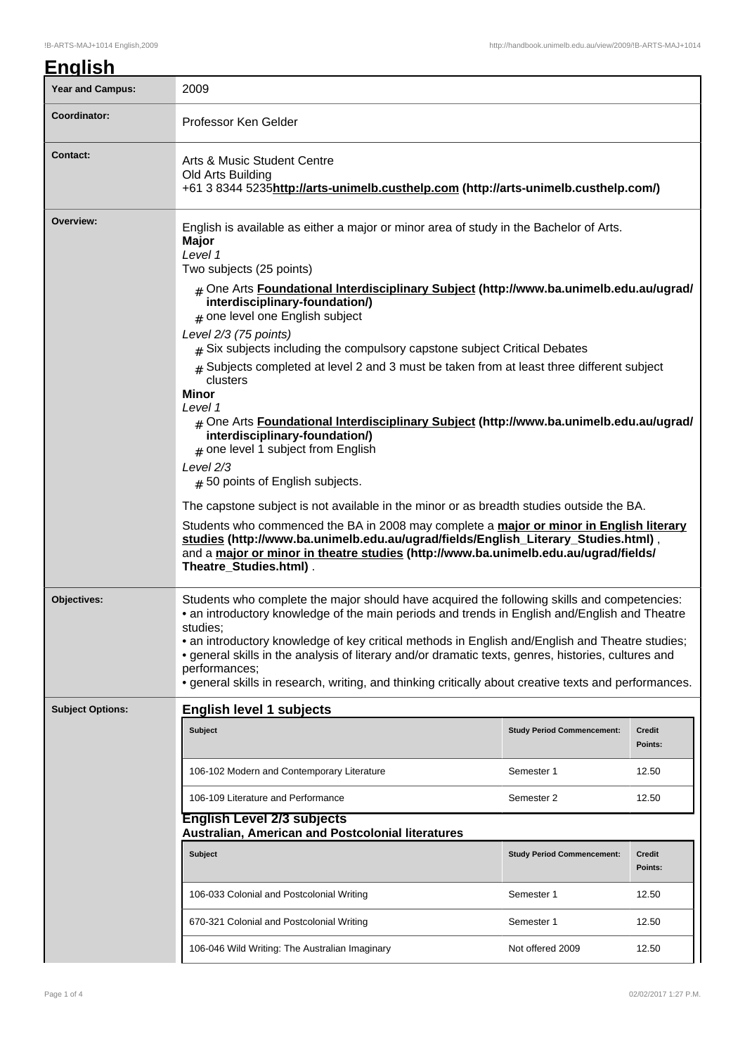# English

| Year and Campus: | 2009 |
|---|---|
| Coordinator: | Professor Ken Gelder |
| Contact: | Arts & Music Student Centre<br>Old Arts Building<br>+61 3 8344 5235**http://arts-unimelb.custhelp.com (http://arts-unimelb.custhelp.com/)** |

**Overview:**

English is available as either a major or minor area of study in the Bachelor of Arts.

**Major**

*Level 1*

Two subjects (25 points)

- One Arts **Foundational Interdisciplinary Subject (http://www.ba.unimelb.edu.au/ugrad/interdisciplinary-foundation/)**
- one level one English subject

*Level 2/3 (75 points)*

- Six subjects including the compulsory capstone subject Critical Debates
- Subjects completed at level 2 and 3 must be taken from at least three different subject clusters

**Minor**

*Level 1*

- One Arts **Foundational Interdisciplinary Subject (http://www.ba.unimelb.edu.au/ugrad/interdisciplinary-foundation/)**
- one level 1 subject from English

*Level 2/3*

- 50 points of English subjects.

The capstone subject is not available in the minor or as breadth studies outside the BA.

Students who commenced the BA in 2008 may complete a **major or minor in English literary studies (http://www.ba.unimelb.edu.au/ugrad/fields/English_Literary_Studies.html)** , and a **major or minor in theatre studies (http://www.ba.unimelb.edu.au/ugrad/fields/Theatre_Studies.html)** .

**Objectives:**

Students who complete the major should have acquired the following skills and competencies:

- an introductory knowledge of the main periods and trends in English and/English and Theatre studies;
- an introductory knowledge of key critical methods in English and/English and Theatre studies;
- general skills in the analysis of literary and/or dramatic texts, genres, histories, cultures and performances;
- general skills in research, writing, and thinking critically about creative texts and performances.

**Subject Options:**

## English level 1 subjects

| Subject | Study Period Commencement: | Credit Points: |
|---|---|---|
| 106-102 Modern and Contemporary Literature | Semester 1 | 12.50 |
| 106-109 Literature and Performance | Semester 2 | 12.50 |

## English Level 2/3 subjects

### Australian, American and Postcolonial literatures

| Subject | Study Period Commencement: | Credit Points: |
|---|---|---|
| 106-033 Colonial and Postcolonial Writing | Semester 1 | 12.50 |
| 670-321 Colonial and Postcolonial Writing | Semester 1 | 12.50 |
| 106-046 Wild Writing: The Australian Imaginary | Not offered 2009 | 12.50 |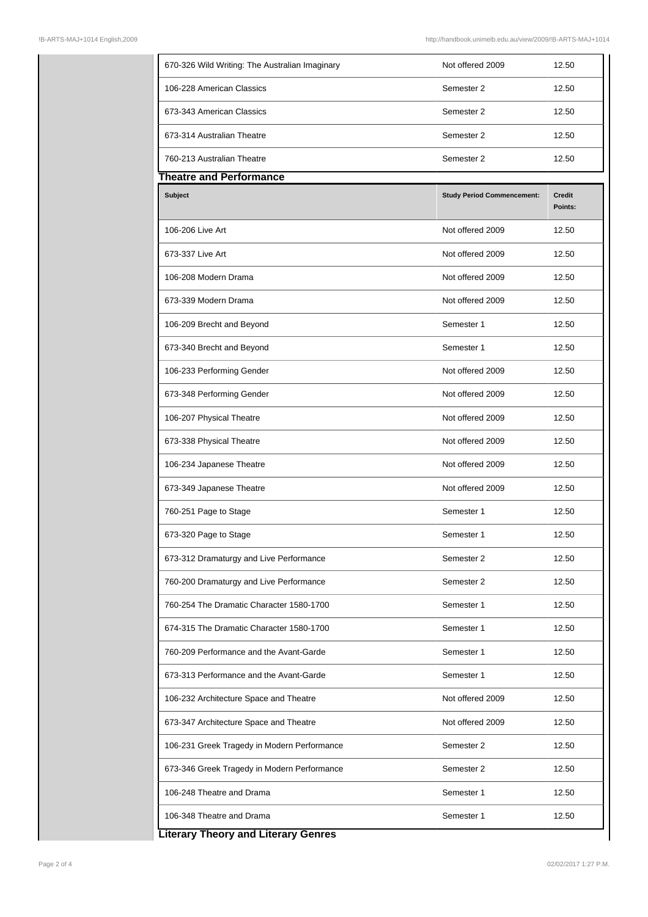| | | |
|---|---|---|
| 670-326 Wild Writing: The Australian Imaginary | Not offered 2009 | 12.50 |
| 106-228 American Classics | Semester 2 | 12.50 |
| 673-343 American Classics | Semester 2 | 12.50 |
| 673-314 Australian Theatre | Semester 2 | 12.50 |
| 760-213 Australian Theatre | Semester 2 | 12.50 |

## Theatre and Performance

| Subject | Study Period Commencement: | Credit Points: |
|---|---|---|
| 106-206 Live Art | Not offered 2009 | 12.50 |
| 673-337 Live Art | Not offered 2009 | 12.50 |
| 106-208 Modern Drama | Not offered 2009 | 12.50 |
| 673-339 Modern Drama | Not offered 2009 | 12.50 |
| 106-209 Brecht and Beyond | Semester 1 | 12.50 |
| 673-340 Brecht and Beyond | Semester 1 | 12.50 |
| 106-233 Performing Gender | Not offered 2009 | 12.50 |
| 673-348 Performing Gender | Not offered 2009 | 12.50 |
| 106-207 Physical Theatre | Not offered 2009 | 12.50 |
| 673-338 Physical Theatre | Not offered 2009 | 12.50 |
| 106-234 Japanese Theatre | Not offered 2009 | 12.50 |
| 673-349 Japanese Theatre | Not offered 2009 | 12.50 |
| 760-251 Page to Stage | Semester 1 | 12.50 |
| 673-320 Page to Stage | Semester 1 | 12.50 |
| 673-312 Dramaturgy and Live Performance | Semester 2 | 12.50 |
| 760-200 Dramaturgy and Live Performance | Semester 2 | 12.50 |
| 760-254 The Dramatic Character 1580-1700 | Semester 1 | 12.50 |
| 674-315 The Dramatic Character 1580-1700 | Semester 1 | 12.50 |
| 760-209 Performance and the Avant-Garde | Semester 1 | 12.50 |
| 673-313 Performance and the Avant-Garde | Semester 1 | 12.50 |
| 106-232 Architecture Space and Theatre | Not offered 2009 | 12.50 |
| 673-347 Architecture Space and Theatre | Not offered 2009 | 12.50 |
| 106-231 Greek Tragedy in Modern Performance | Semester 2 | 12.50 |
| 673-346 Greek Tragedy in Modern Performance | Semester 2 | 12.50 |
| 106-248 Theatre and Drama | Semester 1 | 12.50 |
| 106-348 Theatre and Drama | Semester 1 | 12.50 |

## Literary Theory and Literary Genres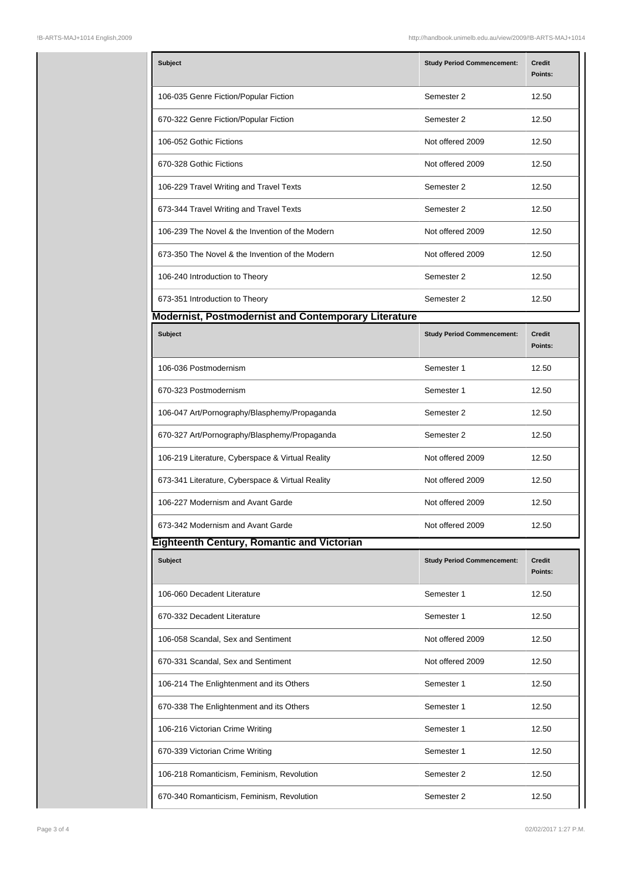| Subject | Study Period Commencement: | Credit Points: |
| --- | --- | --- |
| 106-035 Genre Fiction/Popular Fiction | Semester 2 | 12.50 |
| 670-322 Genre Fiction/Popular Fiction | Semester 2 | 12.50 |
| 106-052 Gothic Fictions | Not offered 2009 | 12.50 |
| 670-328 Gothic Fictions | Not offered 2009 | 12.50 |
| 106-229 Travel Writing and Travel Texts | Semester 2 | 12.50 |
| 673-344 Travel Writing and Travel Texts | Semester 2 | 12.50 |
| 106-239 The Novel & the Invention of the Modern | Not offered 2009 | 12.50 |
| 673-350 The Novel & the Invention of the Modern | Not offered 2009 | 12.50 |
| 106-240 Introduction to Theory | Semester 2 | 12.50 |
| 673-351 Introduction to Theory | Semester 2 | 12.50 |

## Modernist, Postmodernist and Contemporary Literature

| Subject | Study Period Commencement: | Credit Points: |
| --- | --- | --- |
| 106-036 Postmodernism | Semester 1 | 12.50 |
| 670-323 Postmodernism | Semester 1 | 12.50 |
| 106-047 Art/Pornography/Blasphemy/Propaganda | Semester 2 | 12.50 |
| 670-327 Art/Pornography/Blasphemy/Propaganda | Semester 2 | 12.50 |
| 106-219 Literature, Cyberspace & Virtual Reality | Not offered 2009 | 12.50 |
| 673-341 Literature, Cyberspace & Virtual Reality | Not offered 2009 | 12.50 |
| 106-227 Modernism and Avant Garde | Not offered 2009 | 12.50 |
| 673-342 Modernism and Avant Garde | Not offered 2009 | 12.50 |

## Eighteenth Century, Romantic and Victorian

| Subject | Study Period Commencement: | Credit Points: |
| --- | --- | --- |
| 106-060 Decadent Literature | Semester 1 | 12.50 |
| 670-332 Decadent Literature | Semester 1 | 12.50 |
| 106-058 Scandal, Sex and Sentiment | Not offered 2009 | 12.50 |
| 670-331 Scandal, Sex and Sentiment | Not offered 2009 | 12.50 |
| 106-214 The Enlightenment and its Others | Semester 1 | 12.50 |
| 670-338 The Enlightenment and its Others | Semester 1 | 12.50 |
| 106-216 Victorian Crime Writing | Semester 1 | 12.50 |
| 670-339 Victorian Crime Writing | Semester 1 | 12.50 |
| 106-218 Romanticism, Feminism, Revolution | Semester 2 | 12.50 |
| 670-340 Romanticism, Feminism, Revolution | Semester 2 | 12.50 |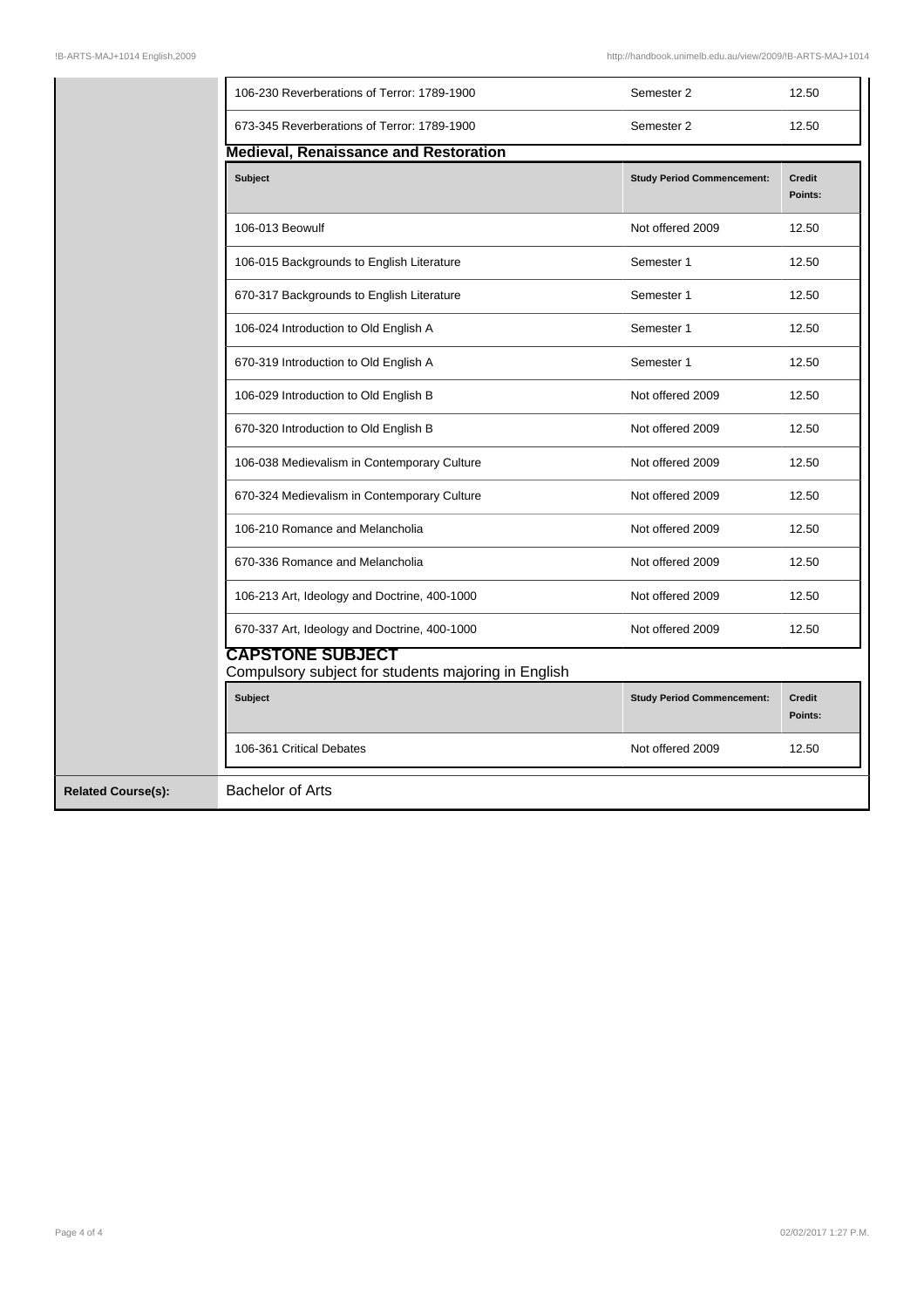| Subject | Study Period Commencement: | Credit Points: |
| --- | --- | --- |
| 106-230 Reverberations of Terror: 1789-1900 | Semester 2 | 12.50 |
| 673-345 Reverberations of Terror: 1789-1900 | Semester 2 | 12.50 |

### Medieval, Renaissance and Restoration

| Subject | Study Period Commencement: | Credit Points: |
| --- | --- | --- |
| 106-013 Beowulf | Not offered 2009 | 12.50 |
| 106-015 Backgrounds to English Literature | Semester 1 | 12.50 |
| 670-317 Backgrounds to English Literature | Semester 1 | 12.50 |
| 106-024 Introduction to Old English A | Semester 1 | 12.50 |
| 670-319 Introduction to Old English A | Semester 1 | 12.50 |
| 106-029 Introduction to Old English B | Not offered 2009 | 12.50 |
| 670-320 Introduction to Old English B | Not offered 2009 | 12.50 |
| 106-038 Medievalism in Contemporary Culture | Not offered 2009 | 12.50 |
| 670-324 Medievalism in Contemporary Culture | Not offered 2009 | 12.50 |
| 106-210 Romance and Melancholia | Not offered 2009 | 12.50 |
| 670-336 Romance and Melancholia | Not offered 2009 | 12.50 |
| 106-213 Art, Ideology and Doctrine, 400-1000 | Not offered 2009 | 12.50 |
| 670-337 Art, Ideology and Doctrine, 400-1000 | Not offered 2009 | 12.50 |

### CAPSTONE SUBJECT

Compulsory subject for students majoring in English

| Subject | Study Period Commencement: | Credit Points: |
| --- | --- | --- |
| 106-361 Critical Debates | Not offered 2009 | 12.50 |

**Related Course(s):** Bachelor of Arts